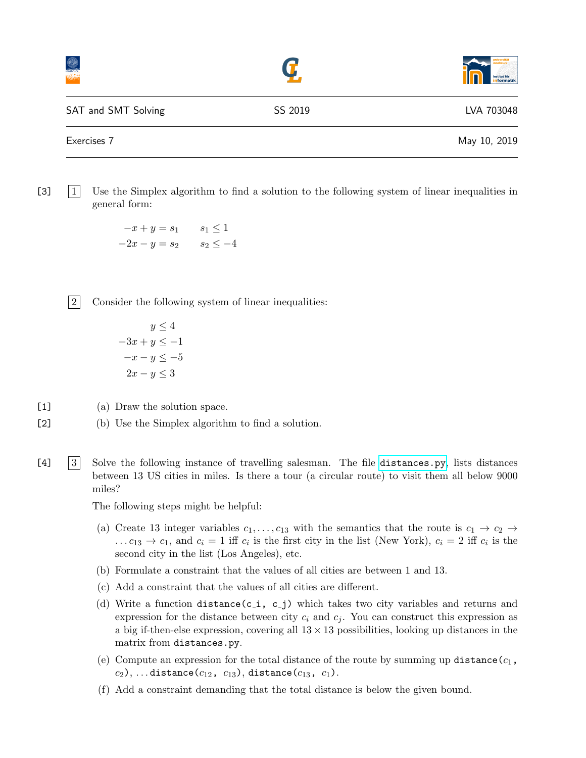SAT and SMT Solving — SS 2019 — LVA 703048

Exercises 7 — May 10, 2019

---

[3] **1** Use the Simplex algorithm to find a solution to the following system of linear inequalities in general form:

$$
\begin{aligned}
-x + y &= s_1 \qquad s_1 \leq 1 \\
-2x - y &= s_2 \qquad s_2 \leq -4
\end{aligned}
$$

**2** Consider the following system of linear inequalities:

$$
\begin{aligned}
y &\leq 4 \\
-3x + y &\leq -1 \\
-x - y &\leq -5 \\
2x - y &\leq 3
\end{aligned}
$$

[1] (a) Draw the solution space.

[2] (b) Use the Simplex algorithm to find a solution.

[4] **3** Solve the following instance of travelling salesman. The file `distances.py`, lists distances between 13 US cities in miles. Is there a tour (a circular route) to visit them all below 9000 miles?

The following steps might be helpful:

(a) Create 13 integer variables $c_1, \dots, c_{13}$ with the semantics that the route is $c_1 \to c_2 \to \dots c_{13} \to c_1$, and $c_i = 1$ iff $c_i$ is the first city in the list (New York), $c_i = 2$ iff $c_i$ is the second city in the list (Los Angeles), etc.

(b) Formulate a constraint that the values of all cities are between 1 and 13.

(c) Add a constraint that the values of all cities are different.

(d) Write a function `distance(c_i, c_j)` which takes two city variables and returns and expression for the distance between city $c_i$ and $c_j$. You can construct this expression as a big if-then-else expression, covering all $13 \times 13$ possibilities, looking up distances in the matrix from `distances.py`.

(e) Compute an expression for the total distance of the route by summing up `distance(`$c_1$`,` $c_2$`)`, ... `distance(`$c_{12}$`,` $c_{13}$`)`, `distance(`$c_{13}$`,` $c_1$`)`.

(f) Add a constraint demanding that the total distance is below the given bound.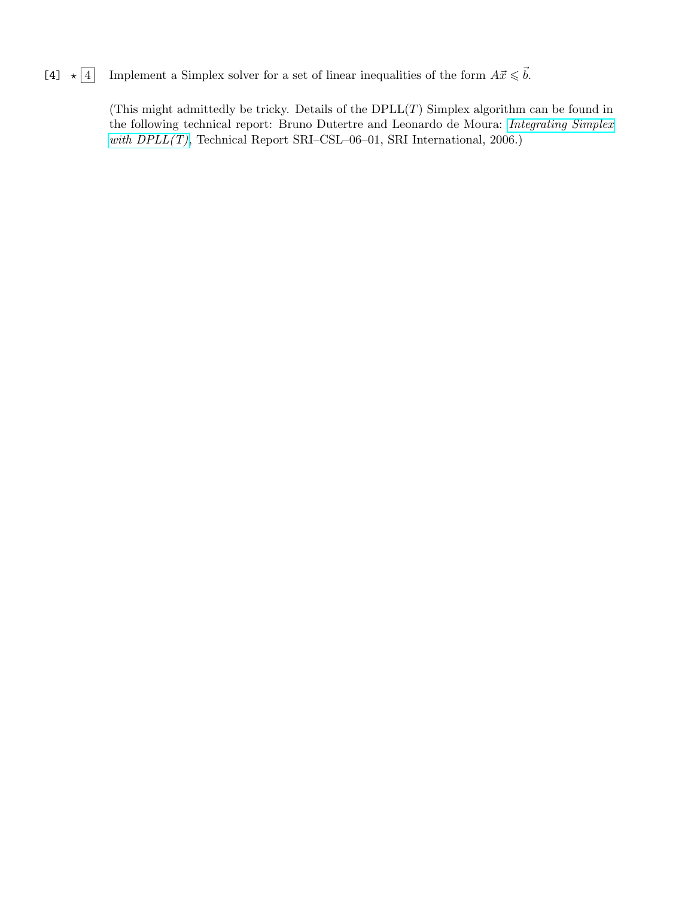[4] ⋆ 4 Implement a Simplex solver for a set of linear inequalities of the form $A\vec{x} \leqslant \vec{b}$.

(This might admittedly be tricky. Details of the DPLL($T$) Simplex algorithm can be found in the following technical report: Bruno Dutertre and Leonardo de Moura: *Integrating Simplex with DPLL(T)*, Technical Report SRI–CSL–06–01, SRI International, 2006.)